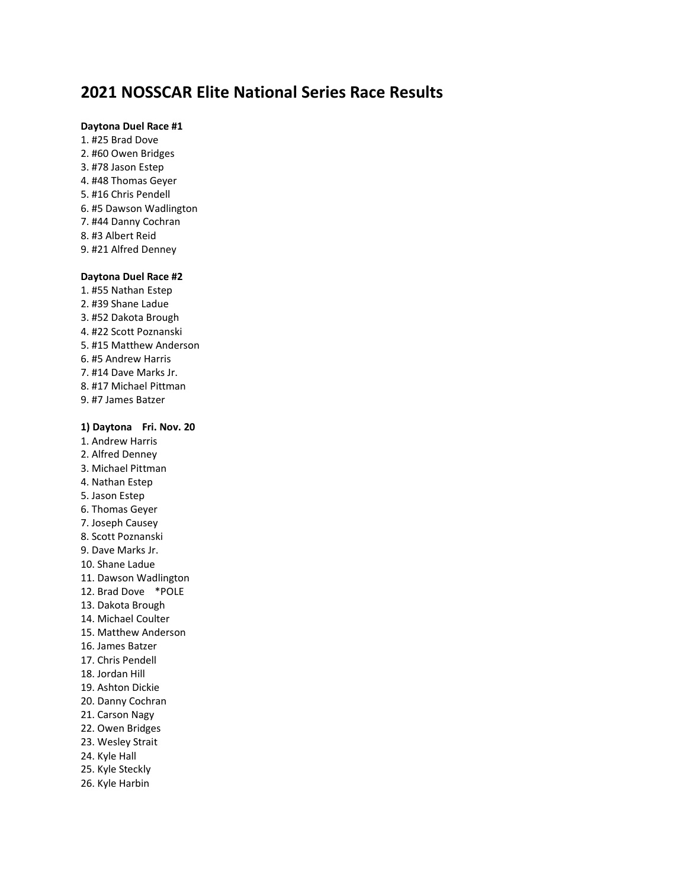# 2021 NOSSCAR Elite National Series Race Results

**Daytona Duel Race #1**

1. #25 Brad Dove
2. #60 Owen Bridges
3. #78 Jason Estep
4. #48 Thomas Geyer
5. #16 Chris Pendell
6. #5 Dawson Wadlington
7. #44 Danny Cochran
8. #3 Albert Reid
9. #21 Alfred Denney

**Daytona Duel Race #2**

1. #55 Nathan Estep
2. #39 Shane Ladue
3. #52 Dakota Brough
4. #22 Scott Poznanski
5. #15 Matthew Anderson
6. #5 Andrew Harris
7. #14 Dave Marks Jr.
8. #17 Michael Pittman
9. #7 James Batzer

**1) Daytona Fri. Nov. 20**

1. Andrew Harris
2. Alfred Denney
3. Michael Pittman
4. Nathan Estep
5. Jason Estep
6. Thomas Geyer
7. Joseph Causey
8. Scott Poznanski
9. Dave Marks Jr.
10. Shane Ladue
11. Dawson Wadlington
12. Brad Dove *POLE
13. Dakota Brough
14. Michael Coulter
15. Matthew Anderson
16. James Batzer
17. Chris Pendell
18. Jordan Hill
19. Ashton Dickie
20. Danny Cochran
21. Carson Nagy
22. Owen Bridges
23. Wesley Strait
24. Kyle Hall
25. Kyle Steckly
26. Kyle Harbin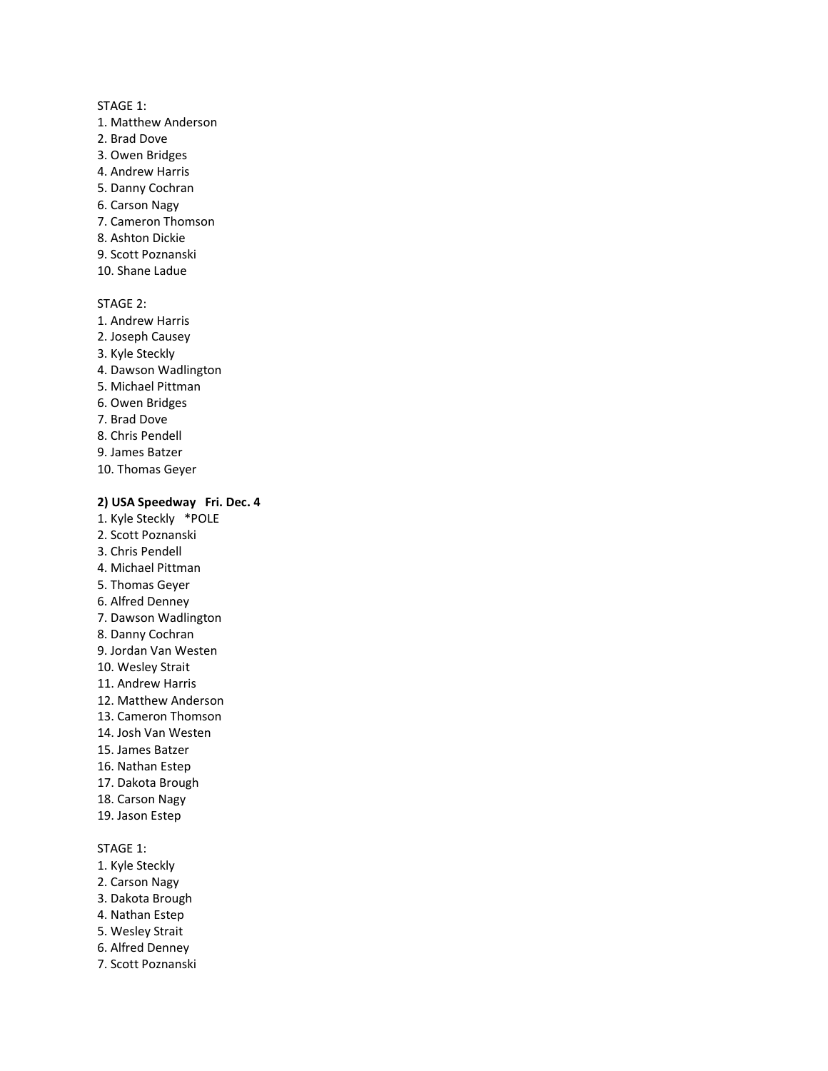STAGE 1:

1. Matthew Anderson
2. Brad Dove
3. Owen Bridges
4. Andrew Harris
5. Danny Cochran
6. Carson Nagy
7. Cameron Thomson
8. Ashton Dickie
9. Scott Poznanski
10. Shane Ladue

STAGE 2:

1. Andrew Harris
2. Joseph Causey
3. Kyle Steckly
4. Dawson Wadlington
5. Michael Pittman
6. Owen Bridges
7. Brad Dove
8. Chris Pendell
9. James Batzer
10. Thomas Geyer

**2) USA Speedway   Fri. Dec. 4**

1. Kyle Steckly   *POLE
2. Scott Poznanski
3. Chris Pendell
4. Michael Pittman
5. Thomas Geyer
6. Alfred Denney
7. Dawson Wadlington
8. Danny Cochran
9. Jordan Van Westen
10. Wesley Strait
11. Andrew Harris
12. Matthew Anderson
13. Cameron Thomson
14. Josh Van Westen
15. James Batzer
16. Nathan Estep
17. Dakota Brough
18. Carson Nagy
19. Jason Estep

STAGE 1:

1. Kyle Steckly
2. Carson Nagy
3. Dakota Brough
4. Nathan Estep
5. Wesley Strait
6. Alfred Denney
7. Scott Poznanski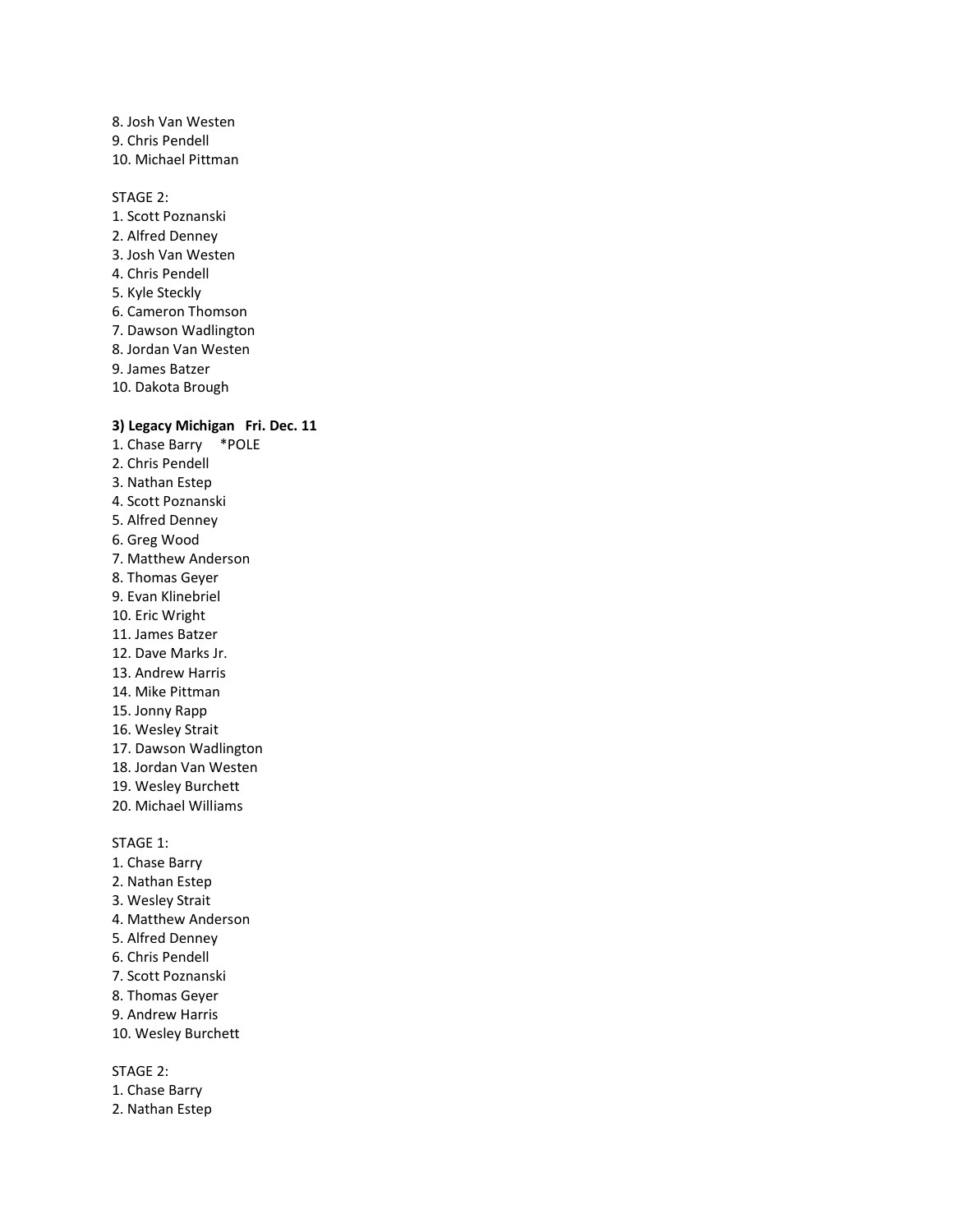8. Josh Van Westen
9. Chris Pendell
10. Michael Pittman

STAGE 2:
1. Scott Poznanski
2. Alfred Denney
3. Josh Van Westen
4. Chris Pendell
5. Kyle Steckly
6. Cameron Thomson
7. Dawson Wadlington
8. Jordan Van Westen
9. James Batzer
10. Dakota Brough

**3) Legacy Michigan Fri. Dec. 11**
1. Chase Barry *POLE
2. Chris Pendell
3. Nathan Estep
4. Scott Poznanski
5. Alfred Denney
6. Greg Wood
7. Matthew Anderson
8. Thomas Geyer
9. Evan Klinebriel
10. Eric Wright
11. James Batzer
12. Dave Marks Jr.
13. Andrew Harris
14. Mike Pittman
15. Jonny Rapp
16. Wesley Strait
17. Dawson Wadlington
18. Jordan Van Westen
19. Wesley Burchett
20. Michael Williams

STAGE 1:
1. Chase Barry
2. Nathan Estep
3. Wesley Strait
4. Matthew Anderson
5. Alfred Denney
6. Chris Pendell
7. Scott Poznanski
8. Thomas Geyer
9. Andrew Harris
10. Wesley Burchett

STAGE 2:
1. Chase Barry
2. Nathan Estep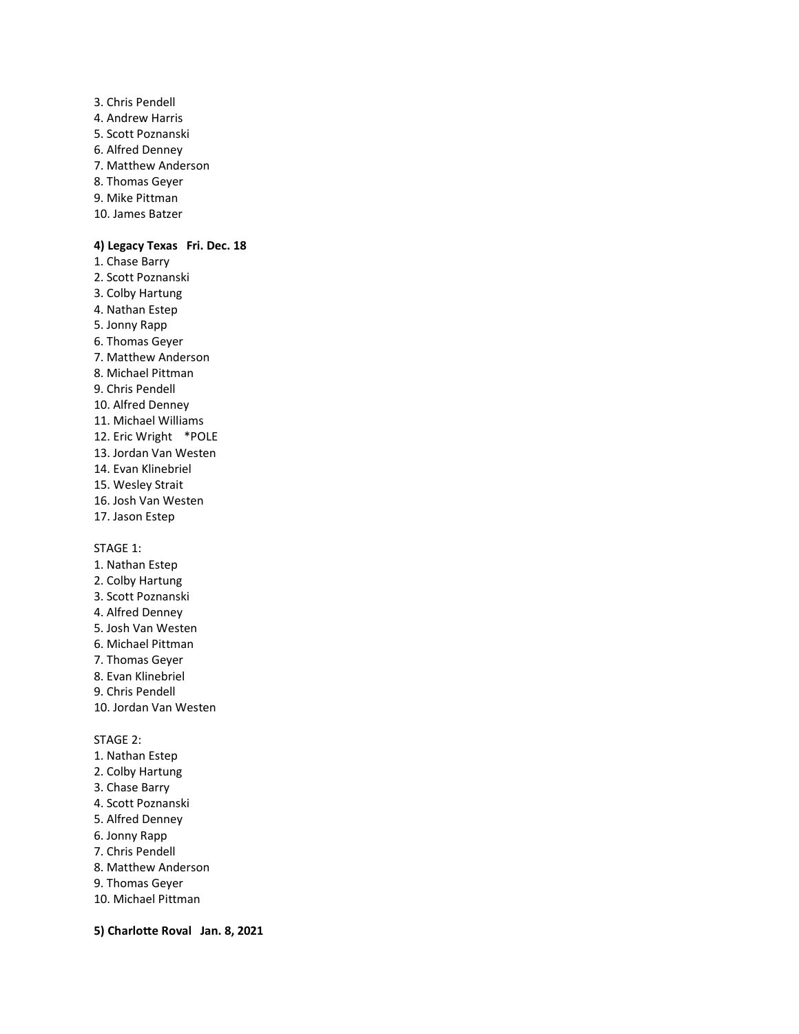3. Chris Pendell
4. Andrew Harris
5. Scott Poznanski
6. Alfred Denney
7. Matthew Anderson
8. Thomas Geyer
9. Mike Pittman
10. James Batzer

**4) Legacy Texas   Fri. Dec. 18**

1. Chase Barry
2. Scott Poznanski
3. Colby Hartung
4. Nathan Estep
5. Jonny Rapp
6. Thomas Geyer
7. Matthew Anderson
8. Michael Pittman
9. Chris Pendell
10. Alfred Denney
11. Michael Williams
12. Eric Wright    *POLE
13. Jordan Van Westen
14. Evan Klinebriel
15. Wesley Strait
16. Josh Van Westen
17. Jason Estep

STAGE 1:

1. Nathan Estep
2. Colby Hartung
3. Scott Poznanski
4. Alfred Denney
5. Josh Van Westen
6. Michael Pittman
7. Thomas Geyer
8. Evan Klinebriel
9. Chris Pendell
10. Jordan Van Westen

STAGE 2:

1. Nathan Estep
2. Colby Hartung
3. Chase Barry
4. Scott Poznanski
5. Alfred Denney
6. Jonny Rapp
7. Chris Pendell
8. Matthew Anderson
9. Thomas Geyer
10. Michael Pittman

**5) Charlotte Roval   Jan. 8, 2021**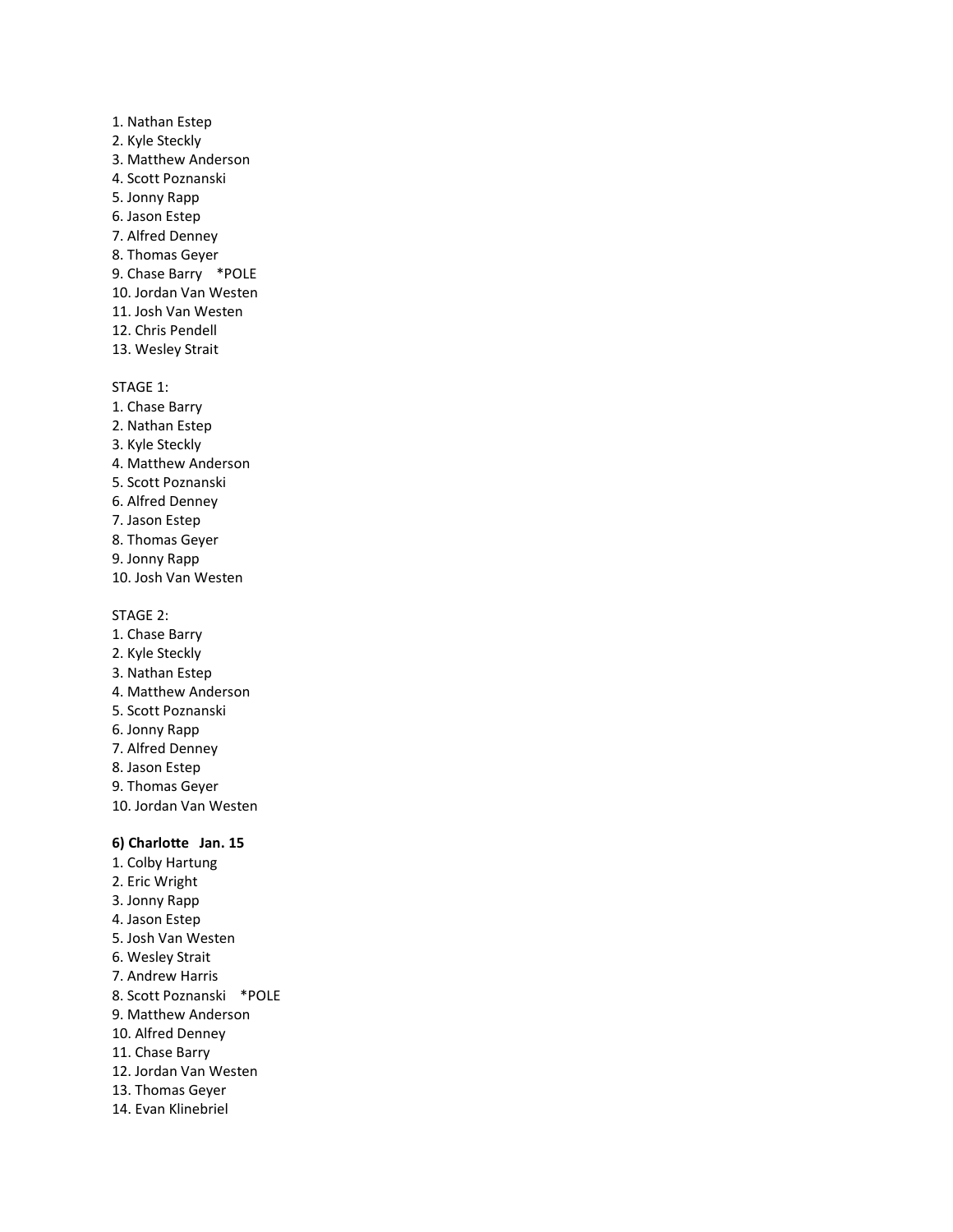1. Nathan Estep
2. Kyle Steckly
3. Matthew Anderson
4. Scott Poznanski
5. Jonny Rapp
6. Jason Estep
7. Alfred Denney
8. Thomas Geyer
9. Chase Barry *POLE
10. Jordan Van Westen
11. Josh Van Westen
12. Chris Pendell
13. Wesley Strait

STAGE 1:
1. Chase Barry
2. Nathan Estep
3. Kyle Steckly
4. Matthew Anderson
5. Scott Poznanski
6. Alfred Denney
7. Jason Estep
8. Thomas Geyer
9. Jonny Rapp
10. Josh Van Westen

STAGE 2:
1. Chase Barry
2. Kyle Steckly
3. Nathan Estep
4. Matthew Anderson
5. Scott Poznanski
6. Jonny Rapp
7. Alfred Denney
8. Jason Estep
9. Thomas Geyer
10. Jordan Van Westen

**6) Charlotte Jan. 15**
1. Colby Hartung
2. Eric Wright
3. Jonny Rapp
4. Jason Estep
5. Josh Van Westen
6. Wesley Strait
7. Andrew Harris
8. Scott Poznanski *POLE
9. Matthew Anderson
10. Alfred Denney
11. Chase Barry
12. Jordan Van Westen
13. Thomas Geyer
14. Evan Klinebriel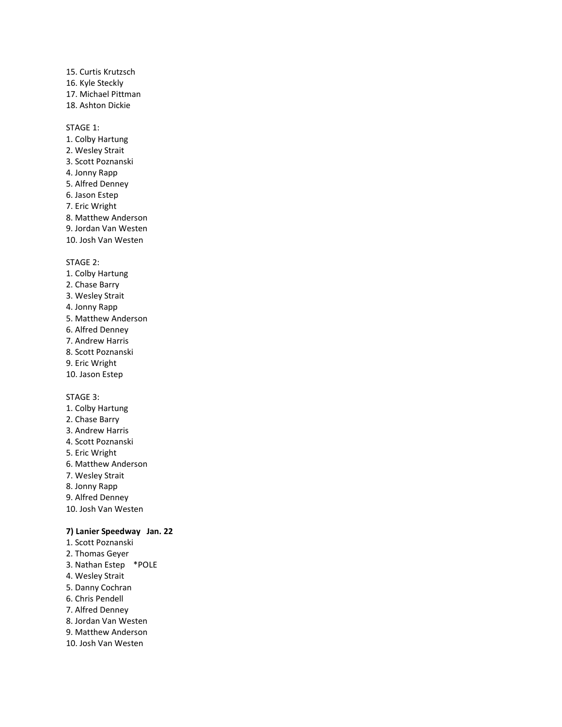15. Curtis Krutzsch
16. Kyle Steckly
17. Michael Pittman
18. Ashton Dickie

STAGE 1:
1. Colby Hartung
2. Wesley Strait
3. Scott Poznanski
4. Jonny Rapp
5. Alfred Denney
6. Jason Estep
7. Eric Wright
8. Matthew Anderson
9. Jordan Van Westen
10. Josh Van Westen

STAGE 2:
1. Colby Hartung
2. Chase Barry
3. Wesley Strait
4. Jonny Rapp
5. Matthew Anderson
6. Alfred Denney
7. Andrew Harris
8. Scott Poznanski
9. Eric Wright
10. Jason Estep

STAGE 3:
1. Colby Hartung
2. Chase Barry
3. Andrew Harris
4. Scott Poznanski
5. Eric Wright
6. Matthew Anderson
7. Wesley Strait
8. Jonny Rapp
9. Alfred Denney
10. Josh Van Westen

**7) Lanier Speedway Jan. 22**
1. Scott Poznanski
2. Thomas Geyer
3. Nathan Estep *POLE
4. Wesley Strait
5. Danny Cochran
6. Chris Pendell
7. Alfred Denney
8. Jordan Van Westen
9. Matthew Anderson
10. Josh Van Westen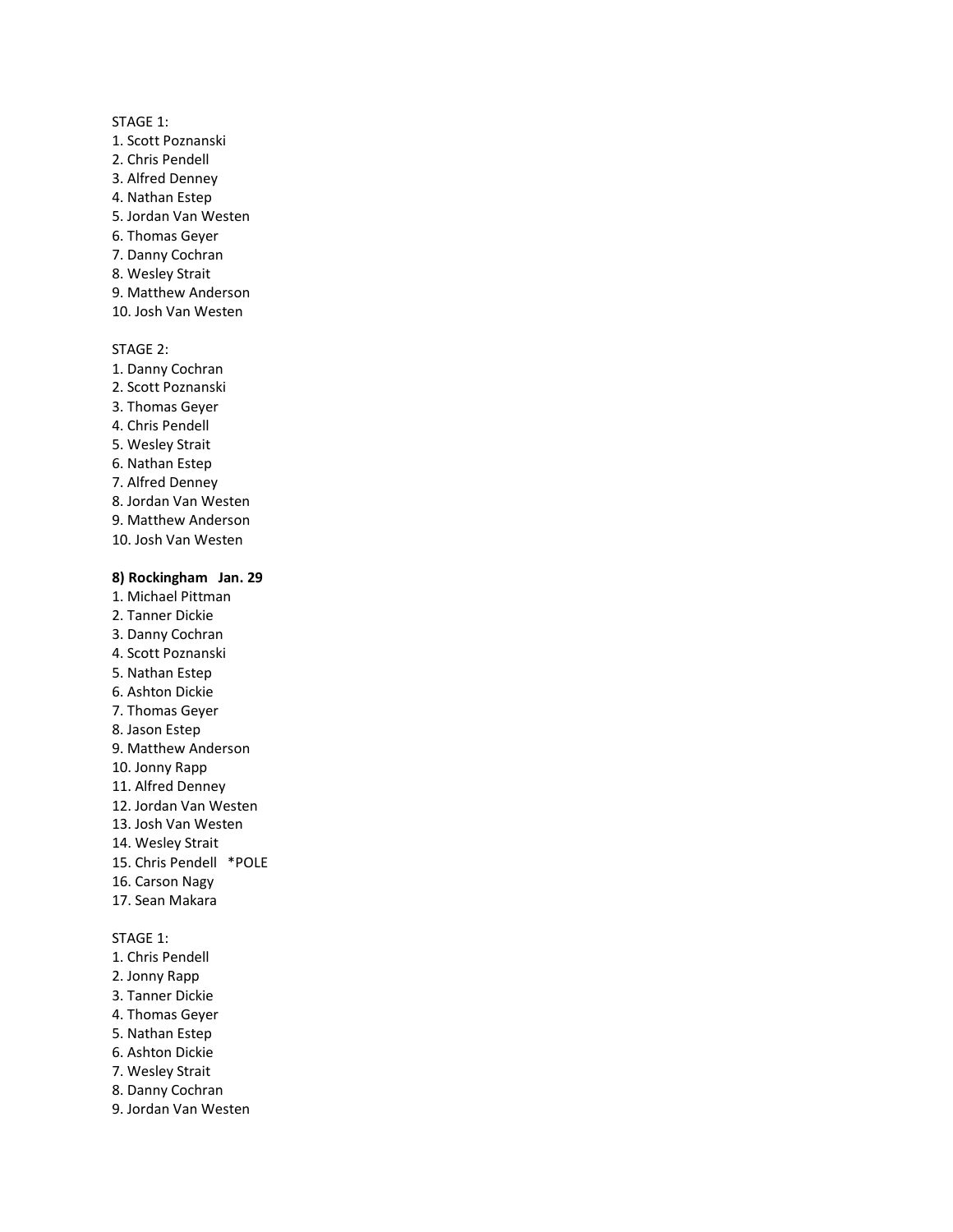STAGE 1:
1. Scott Poznanski
2. Chris Pendell
3. Alfred Denney
4. Nathan Estep
5. Jordan Van Westen
6. Thomas Geyer
7. Danny Cochran
8. Wesley Strait
9. Matthew Anderson
10. Josh Van Westen

STAGE 2:
1. Danny Cochran
2. Scott Poznanski
3. Thomas Geyer
4. Chris Pendell
5. Wesley Strait
6. Nathan Estep
7. Alfred Denney
8. Jordan Van Westen
9. Matthew Anderson
10. Josh Van Westen

**8) Rockingham   Jan. 29**
1. Michael Pittman
2. Tanner Dickie
3. Danny Cochran
4. Scott Poznanski
5. Nathan Estep
6. Ashton Dickie
7. Thomas Geyer
8. Jason Estep
9. Matthew Anderson
10. Jonny Rapp
11. Alfred Denney
12. Jordan Van Westen
13. Josh Van Westen
14. Wesley Strait
15. Chris Pendell   *POLE
16. Carson Nagy
17. Sean Makara

STAGE 1:
1. Chris Pendell
2. Jonny Rapp
3. Tanner Dickie
4. Thomas Geyer
5. Nathan Estep
6. Ashton Dickie
7. Wesley Strait
8. Danny Cochran
9. Jordan Van Westen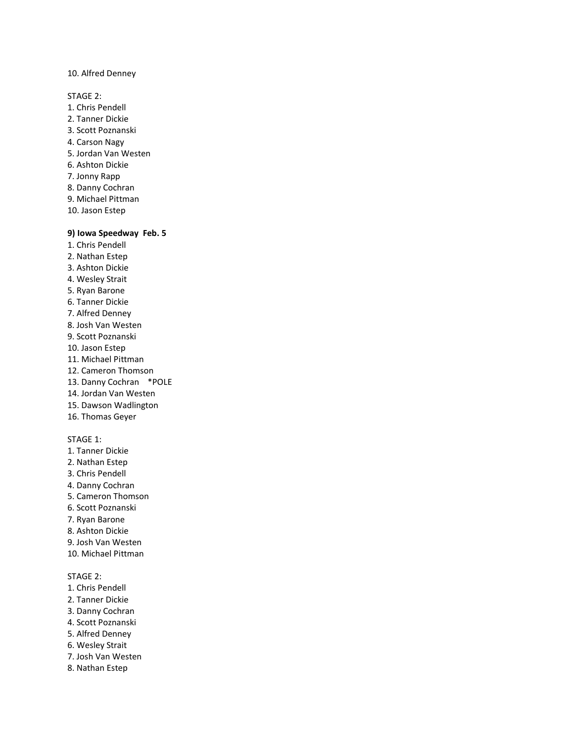10. Alfred Denney

STAGE 2:
1. Chris Pendell
2. Tanner Dickie
3. Scott Poznanski
4. Carson Nagy
5. Jordan Van Westen
6. Ashton Dickie
7. Jonny Rapp
8. Danny Cochran
9. Michael Pittman
10. Jason Estep

**9) Iowa Speedway Feb. 5**

1. Chris Pendell
2. Nathan Estep
3. Ashton Dickie
4. Wesley Strait
5. Ryan Barone
6. Tanner Dickie
7. Alfred Denney
8. Josh Van Westen
9. Scott Poznanski
10. Jason Estep
11. Michael Pittman
12. Cameron Thomson
13. Danny Cochran *POLE
14. Jordan Van Westen
15. Dawson Wadlington
16. Thomas Geyer

STAGE 1:
1. Tanner Dickie
2. Nathan Estep
3. Chris Pendell
4. Danny Cochran
5. Cameron Thomson
6. Scott Poznanski
7. Ryan Barone
8. Ashton Dickie
9. Josh Van Westen
10. Michael Pittman

STAGE 2:
1. Chris Pendell
2. Tanner Dickie
3. Danny Cochran
4. Scott Poznanski
5. Alfred Denney
6. Wesley Strait
7. Josh Van Westen
8. Nathan Estep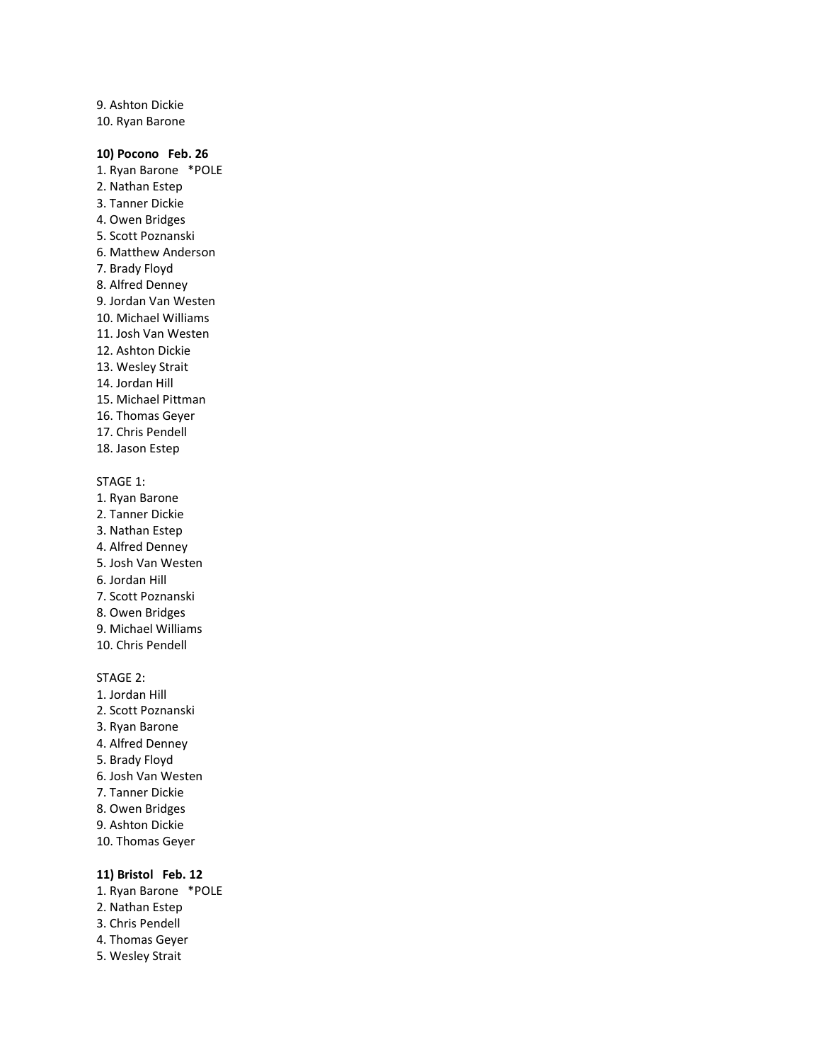9. Ashton Dickie
10. Ryan Barone

**10) Pocono   Feb. 26**

1. Ryan Barone   *POLE
2. Nathan Estep
3. Tanner Dickie
4. Owen Bridges
5. Scott Poznanski
6. Matthew Anderson
7. Brady Floyd
8. Alfred Denney
9. Jordan Van Westen
10. Michael Williams
11. Josh Van Westen
12. Ashton Dickie
13. Wesley Strait
14. Jordan Hill
15. Michael Pittman
16. Thomas Geyer
17. Chris Pendell
18. Jason Estep

STAGE 1:

1. Ryan Barone
2. Tanner Dickie
3. Nathan Estep
4. Alfred Denney
5. Josh Van Westen
6. Jordan Hill
7. Scott Poznanski
8. Owen Bridges
9. Michael Williams
10. Chris Pendell

STAGE 2:

1. Jordan Hill
2. Scott Poznanski
3. Ryan Barone
4. Alfred Denney
5. Brady Floyd
6. Josh Van Westen
7. Tanner Dickie
8. Owen Bridges
9. Ashton Dickie
10. Thomas Geyer

**11) Bristol   Feb. 12**

1. Ryan Barone   *POLE
2. Nathan Estep
3. Chris Pendell
4. Thomas Geyer
5. Wesley Strait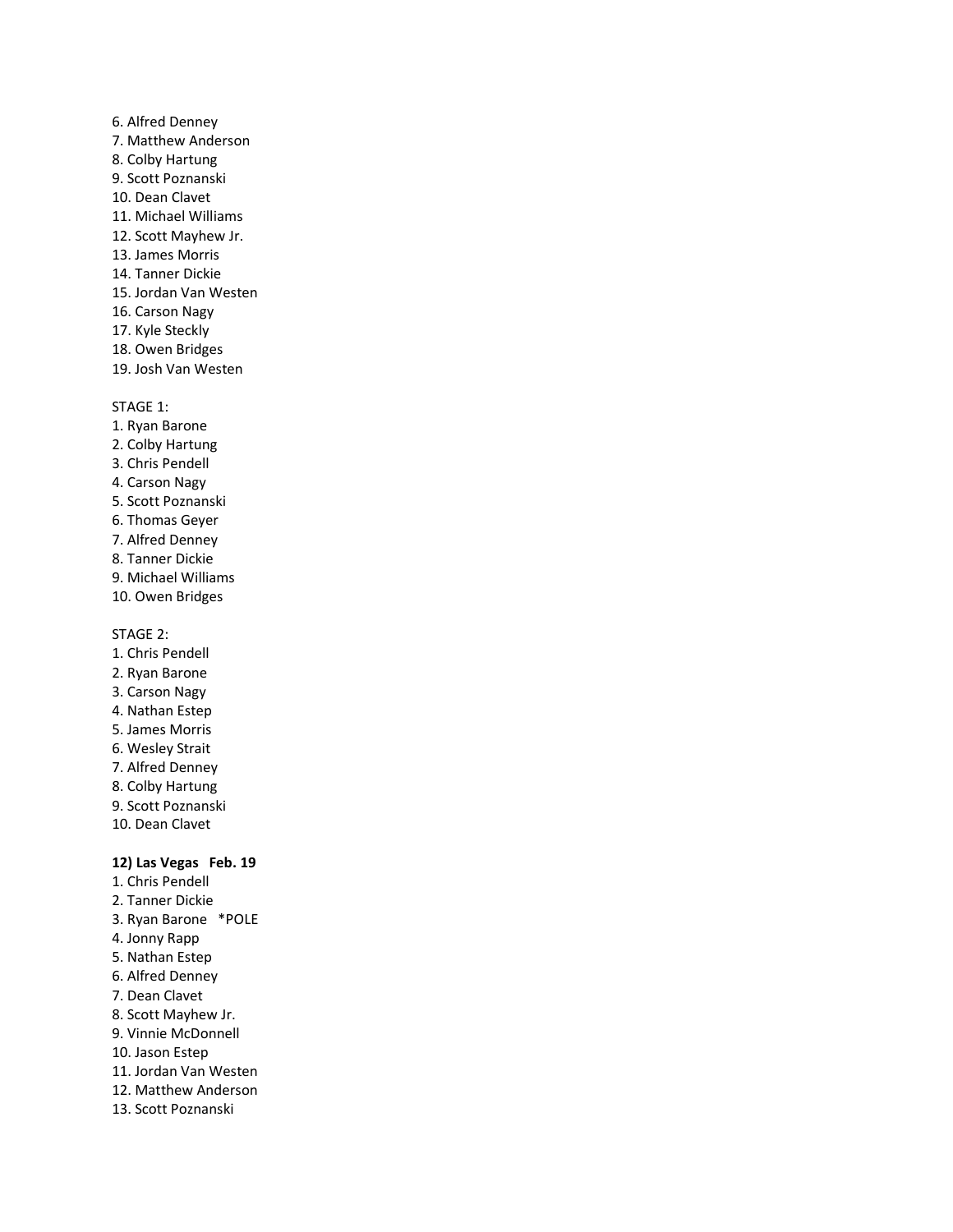6. Alfred Denney
7. Matthew Anderson
8. Colby Hartung
9. Scott Poznanski
10. Dean Clavet
11. Michael Williams
12. Scott Mayhew Jr.
13. James Morris
14. Tanner Dickie
15. Jordan Van Westen
16. Carson Nagy
17. Kyle Steckly
18. Owen Bridges
19. Josh Van Westen

STAGE 1:
1. Ryan Barone
2. Colby Hartung
3. Chris Pendell
4. Carson Nagy
5. Scott Poznanski
6. Thomas Geyer
7. Alfred Denney
8. Tanner Dickie
9. Michael Williams
10. Owen Bridges

STAGE 2:
1. Chris Pendell
2. Ryan Barone
3. Carson Nagy
4. Nathan Estep
5. James Morris
6. Wesley Strait
7. Alfred Denney
8. Colby Hartung
9. Scott Poznanski
10. Dean Clavet

**12) Las Vegas Feb. 19**

1. Chris Pendell
2. Tanner Dickie
3. Ryan Barone *POLE
4. Jonny Rapp
5. Nathan Estep
6. Alfred Denney
7. Dean Clavet
8. Scott Mayhew Jr.
9. Vinnie McDonnell
10. Jason Estep
11. Jordan Van Westen
12. Matthew Anderson
13. Scott Poznanski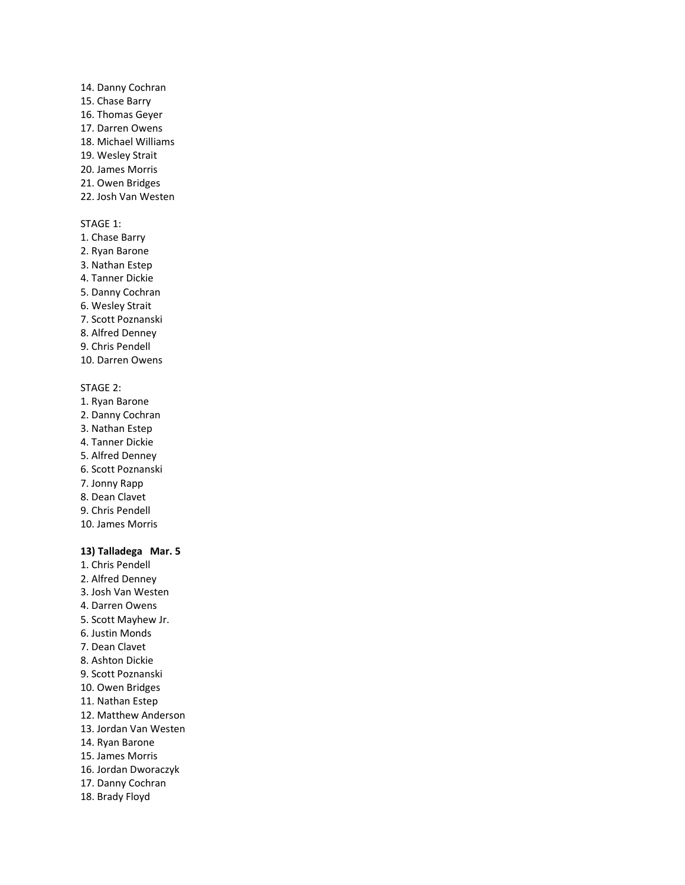14. Danny Cochran
15. Chase Barry
16. Thomas Geyer
17. Darren Owens
18. Michael Williams
19. Wesley Strait
20. James Morris
21. Owen Bridges
22. Josh Van Westen

STAGE 1:
1. Chase Barry
2. Ryan Barone
3. Nathan Estep
4. Tanner Dickie
5. Danny Cochran
6. Wesley Strait
7. Scott Poznanski
8. Alfred Denney
9. Chris Pendell
10. Darren Owens

STAGE 2:
1. Ryan Barone
2. Danny Cochran
3. Nathan Estep
4. Tanner Dickie
5. Alfred Denney
6. Scott Poznanski
7. Jonny Rapp
8. Dean Clavet
9. Chris Pendell
10. James Morris

**13) Talladega   Mar. 5**
1. Chris Pendell
2. Alfred Denney
3. Josh Van Westen
4. Darren Owens
5. Scott Mayhew Jr.
6. Justin Monds
7. Dean Clavet
8. Ashton Dickie
9. Scott Poznanski
10. Owen Bridges
11. Nathan Estep
12. Matthew Anderson
13. Jordan Van Westen
14. Ryan Barone
15. James Morris
16. Jordan Dworaczyk
17. Danny Cochran
18. Brady Floyd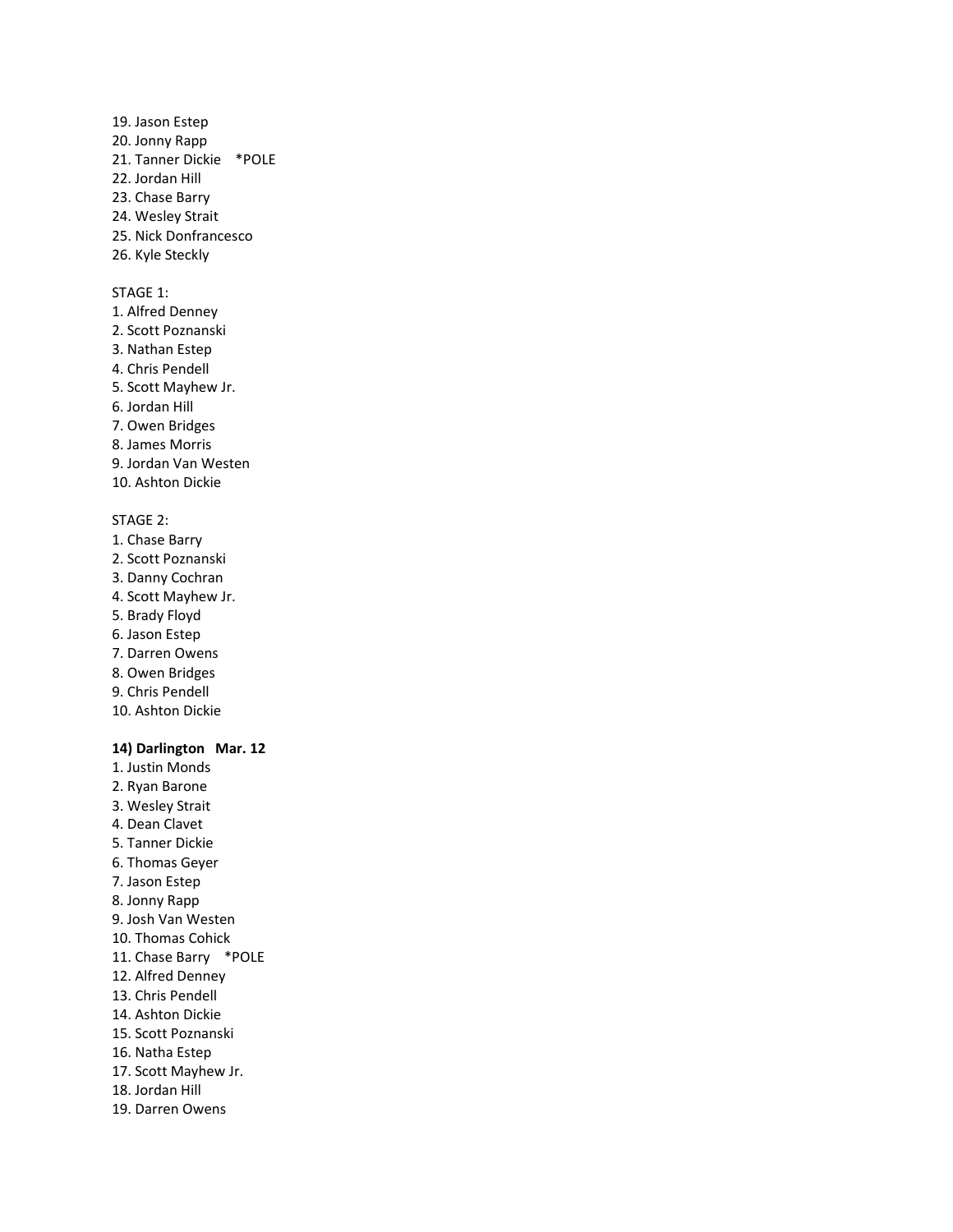19. Jason Estep
20. Jonny Rapp
21. Tanner Dickie *POLE
22. Jordan Hill
23. Chase Barry
24. Wesley Strait
25. Nick Donfrancesco
26. Kyle Steckly

STAGE 1:

1. Alfred Denney
2. Scott Poznanski
3. Nathan Estep
4. Chris Pendell
5. Scott Mayhew Jr.
6. Jordan Hill
7. Owen Bridges
8. James Morris
9. Jordan Van Westen
10. Ashton Dickie

STAGE 2:

1. Chase Barry
2. Scott Poznanski
3. Danny Cochran
4. Scott Mayhew Jr.
5. Brady Floyd
6. Jason Estep
7. Darren Owens
8. Owen Bridges
9. Chris Pendell
10. Ashton Dickie

**14) Darlington Mar. 12**

1. Justin Monds
2. Ryan Barone
3. Wesley Strait
4. Dean Clavet
5. Tanner Dickie
6. Thomas Geyer
7. Jason Estep
8. Jonny Rapp
9. Josh Van Westen
10. Thomas Cohick
11. Chase Barry *POLE
12. Alfred Denney
13. Chris Pendell
14. Ashton Dickie
15. Scott Poznanski
16. Natha Estep
17. Scott Mayhew Jr.
18. Jordan Hill
19. Darren Owens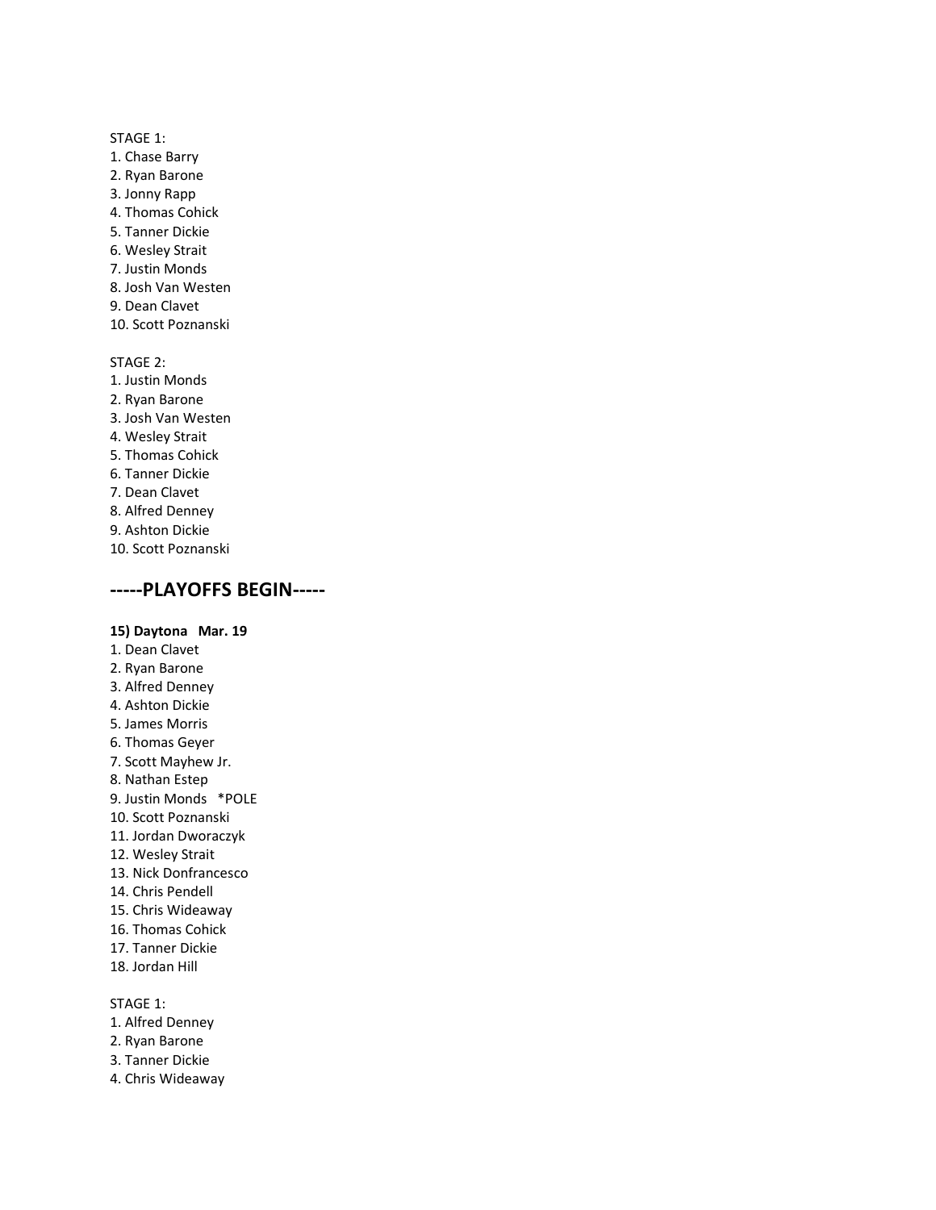STAGE 1:
1. Chase Barry
2. Ryan Barone
3. Jonny Rapp
4. Thomas Cohick
5. Tanner Dickie
6. Wesley Strait
7. Justin Monds
8. Josh Van Westen
9. Dean Clavet
10. Scott Poznanski

STAGE 2:
1. Justin Monds
2. Ryan Barone
3. Josh Van Westen
4. Wesley Strait
5. Thomas Cohick
6. Tanner Dickie
7. Dean Clavet
8. Alfred Denney
9. Ashton Dickie
10. Scott Poznanski

## -----PLAYOFFS BEGIN-----

**15) Daytona   Mar. 19**
1. Dean Clavet
2. Ryan Barone
3. Alfred Denney
4. Ashton Dickie
5. James Morris
6. Thomas Geyer
7. Scott Mayhew Jr.
8. Nathan Estep
9. Justin Monds   *POLE
10. Scott Poznanski
11. Jordan Dworaczyk
12. Wesley Strait
13. Nick Donfrancesco
14. Chris Pendell
15. Chris Wideaway
16. Thomas Cohick
17. Tanner Dickie
18. Jordan Hill

STAGE 1:
1. Alfred Denney
2. Ryan Barone
3. Tanner Dickie
4. Chris Wideaway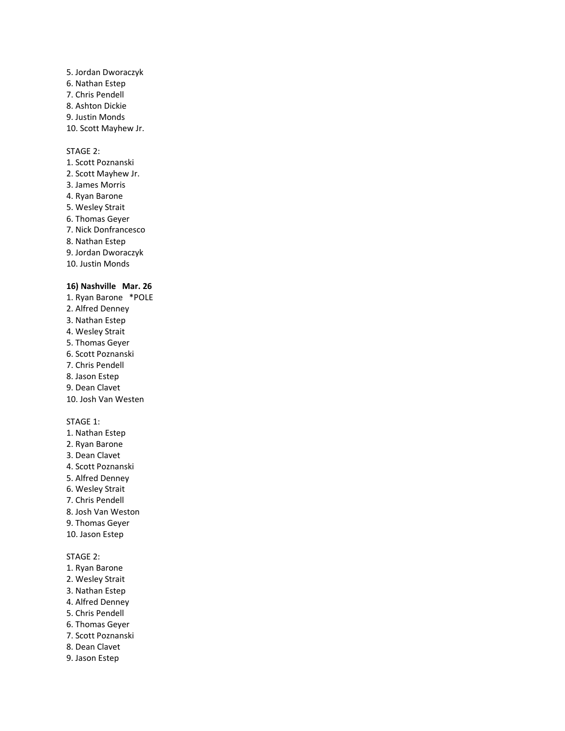5. Jordan Dworaczyk
6. Nathan Estep
7. Chris Pendell
8. Ashton Dickie
9. Justin Monds
10. Scott Mayhew Jr.

STAGE 2:
1. Scott Poznanski
2. Scott Mayhew Jr.
3. James Morris
4. Ryan Barone
5. Wesley Strait
6. Thomas Geyer
7. Nick Donfrancesco
8. Nathan Estep
9. Jordan Dworaczyk
10. Justin Monds

**16) Nashville   Mar. 26**
1. Ryan Barone   *POLE
2. Alfred Denney
3. Nathan Estep
4. Wesley Strait
5. Thomas Geyer
6. Scott Poznanski
7. Chris Pendell
8. Jason Estep
9. Dean Clavet
10. Josh Van Westen

STAGE 1:
1. Nathan Estep
2. Ryan Barone
3. Dean Clavet
4. Scott Poznanski
5. Alfred Denney
6. Wesley Strait
7. Chris Pendell
8. Josh Van Weston
9. Thomas Geyer
10. Jason Estep

STAGE 2:
1. Ryan Barone
2. Wesley Strait
3. Nathan Estep
4. Alfred Denney
5. Chris Pendell
6. Thomas Geyer
7. Scott Poznanski
8. Dean Clavet
9. Jason Estep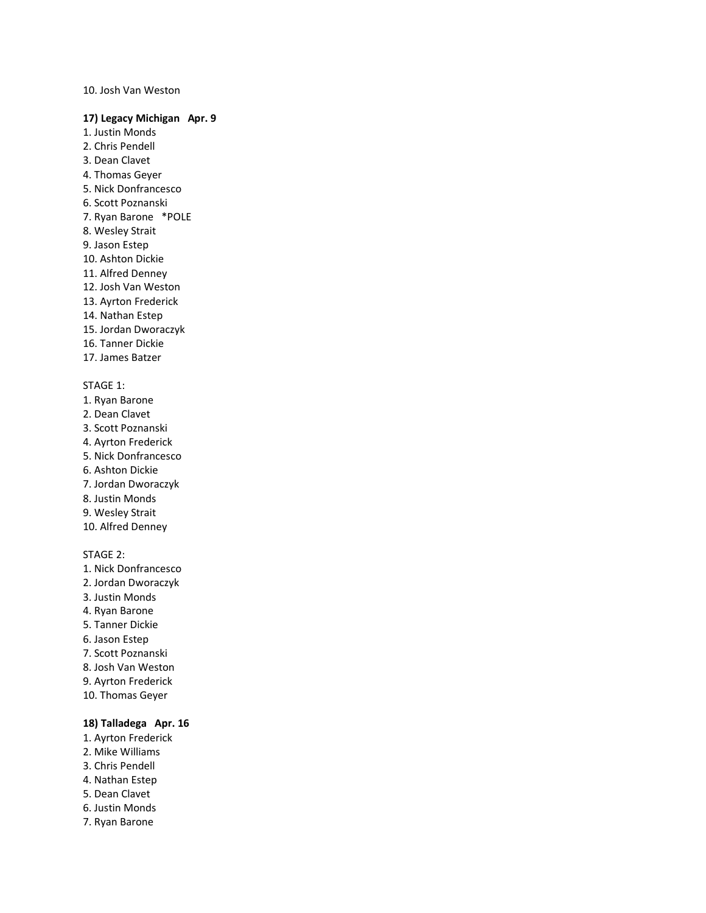10. Josh Van Weston

**17) Legacy Michigan   Apr. 9**

1. Justin Monds
2. Chris Pendell
3. Dean Clavet
4. Thomas Geyer
5. Nick Donfrancesco
6. Scott Poznanski
7. Ryan Barone   *POLE
8. Wesley Strait
9. Jason Estep
10. Ashton Dickie
11. Alfred Denney
12. Josh Van Weston
13. Ayrton Frederick
14. Nathan Estep
15. Jordan Dworaczyk
16. Tanner Dickie
17. James Batzer

STAGE 1:

1. Ryan Barone
2. Dean Clavet
3. Scott Poznanski
4. Ayrton Frederick
5. Nick Donfrancesco
6. Ashton Dickie
7. Jordan Dworaczyk
8. Justin Monds
9. Wesley Strait
10. Alfred Denney

STAGE 2:

1. Nick Donfrancesco
2. Jordan Dworaczyk
3. Justin Monds
4. Ryan Barone
5. Tanner Dickie
6. Jason Estep
7. Scott Poznanski
8. Josh Van Weston
9. Ayrton Frederick
10. Thomas Geyer

**18) Talladega   Apr. 16**

1. Ayrton Frederick
2. Mike Williams
3. Chris Pendell
4. Nathan Estep
5. Dean Clavet
6. Justin Monds
7. Ryan Barone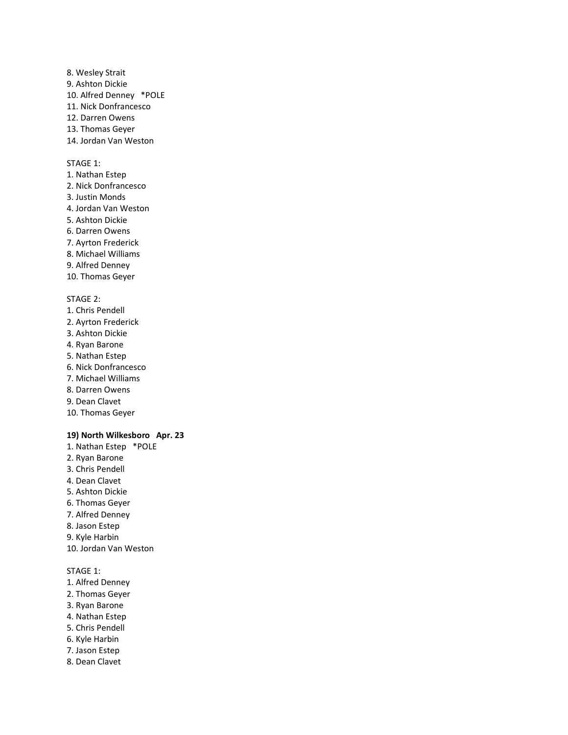8. Wesley Strait
9. Ashton Dickie
10. Alfred Denney *POLE
11. Nick Donfrancesco
12. Darren Owens
13. Thomas Geyer
14. Jordan Van Weston

STAGE 1:
1. Nathan Estep
2. Nick Donfrancesco
3. Justin Monds
4. Jordan Van Weston
5. Ashton Dickie
6. Darren Owens
7. Ayrton Frederick
8. Michael Williams
9. Alfred Denney
10. Thomas Geyer

STAGE 2:
1. Chris Pendell
2. Ayrton Frederick
3. Ashton Dickie
4. Ryan Barone
5. Nathan Estep
6. Nick Donfrancesco
7. Michael Williams
8. Darren Owens
9. Dean Clavet
10. Thomas Geyer

**19) North Wilkesboro Apr. 23**
1. Nathan Estep *POLE
2. Ryan Barone
3. Chris Pendell
4. Dean Clavet
5. Ashton Dickie
6. Thomas Geyer
7. Alfred Denney
8. Jason Estep
9. Kyle Harbin
10. Jordan Van Weston

STAGE 1:
1. Alfred Denney
2. Thomas Geyer
3. Ryan Barone
4. Nathan Estep
5. Chris Pendell
6. Kyle Harbin
7. Jason Estep
8. Dean Clavet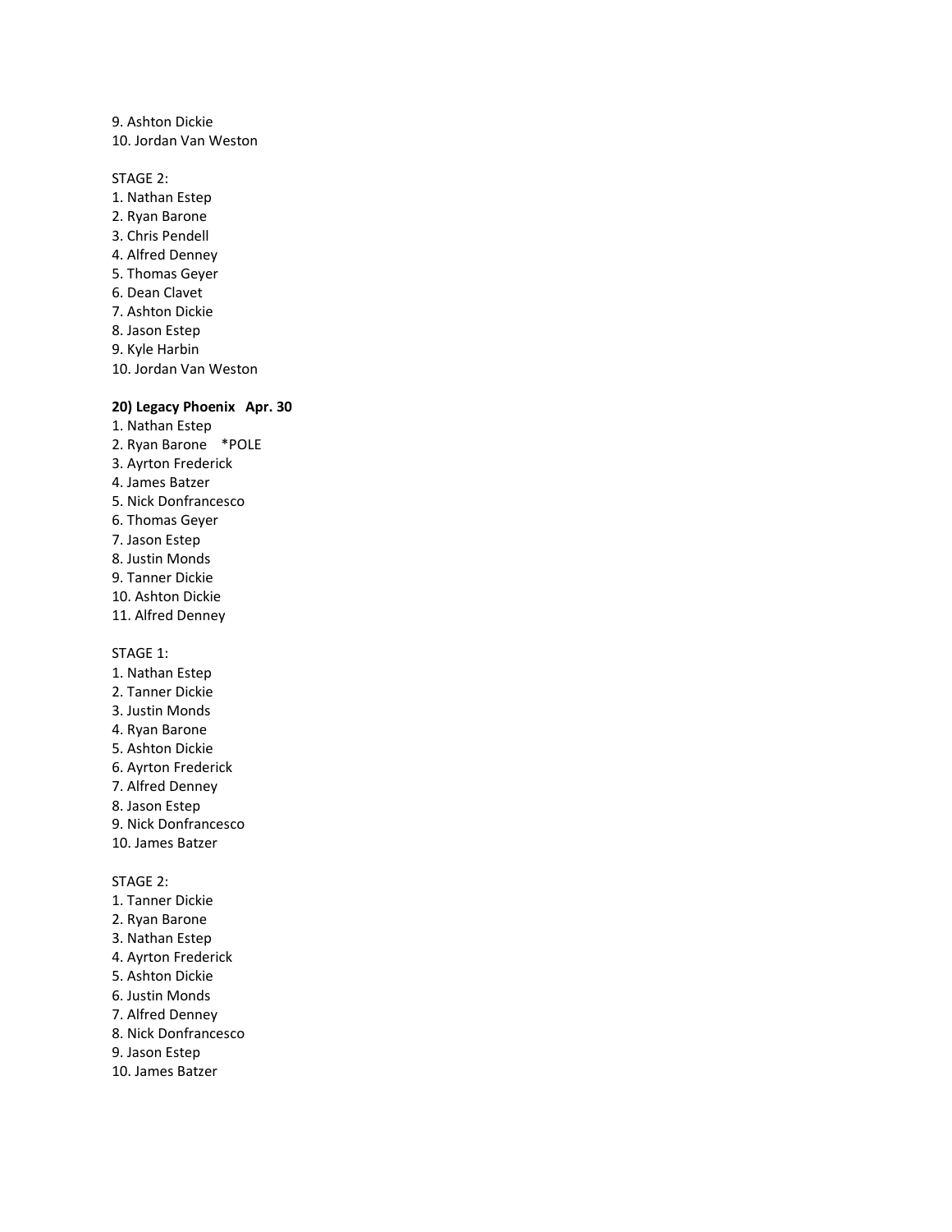9. Ashton Dickie
10. Jordan Van Weston

STAGE 2:
1. Nathan Estep
2. Ryan Barone
3. Chris Pendell
4. Alfred Denney
5. Thomas Geyer
6. Dean Clavet
7. Ashton Dickie
8. Jason Estep
9. Kyle Harbin
10. Jordan Van Weston

**20) Legacy Phoenix   Apr. 30**

1. Nathan Estep
2. Ryan Barone    *POLE
3. Ayrton Frederick
4. James Batzer
5. Nick Donfrancesco
6. Thomas Geyer
7. Jason Estep
8. Justin Monds
9. Tanner Dickie
10. Ashton Dickie
11. Alfred Denney

STAGE 1:
1. Nathan Estep
2. Tanner Dickie
3. Justin Monds
4. Ryan Barone
5. Ashton Dickie
6. Ayrton Frederick
7. Alfred Denney
8. Jason Estep
9. Nick Donfrancesco
10. James Batzer

STAGE 2:
1. Tanner Dickie
2. Ryan Barone
3. Nathan Estep
4. Ayrton Frederick
5. Ashton Dickie
6. Justin Monds
7. Alfred Denney
8. Nick Donfrancesco
9. Jason Estep
10. James Batzer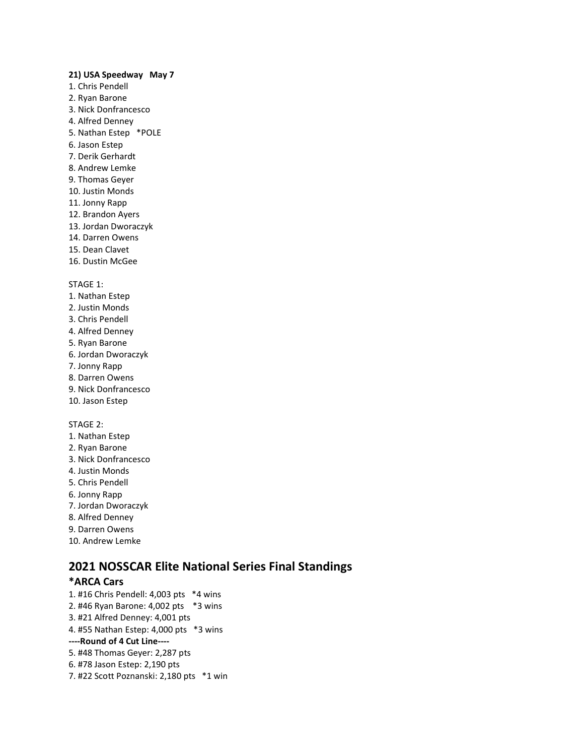**21) USA Speedway   May 7**

1. Chris Pendell
2. Ryan Barone
3. Nick Donfrancesco
4. Alfred Denney
5. Nathan Estep   *POLE
6. Jason Estep
7. Derik Gerhardt
8. Andrew Lemke
9. Thomas Geyer
10. Justin Monds
11. Jonny Rapp
12. Brandon Ayers
13. Jordan Dworaczyk
14. Darren Owens
15. Dean Clavet
16. Dustin McGee

STAGE 1:

1. Nathan Estep
2. Justin Monds
3. Chris Pendell
4. Alfred Denney
5. Ryan Barone
6. Jordan Dworaczyk
7. Jonny Rapp
8. Darren Owens
9. Nick Donfrancesco
10. Jason Estep

STAGE 2:

1. Nathan Estep
2. Ryan Barone
3. Nick Donfrancesco
4. Justin Monds
5. Chris Pendell
6. Jonny Rapp
7. Jordan Dworaczyk
8. Alfred Denney
9. Darren Owens
10. Andrew Lemke

## 2021 NOSSCAR Elite National Series Final Standings

### *ARCA Cars

1. #16 Chris Pendell: 4,003 pts   *4 wins
2. #46 Ryan Barone: 4,002 pts   *3 wins
3. #21 Alfred Denney: 4,001 pts
4. #55 Nathan Estep: 4,000 pts   *3 wins

**----Round of 4 Cut Line----**

5. #48 Thomas Geyer: 2,287 pts
6. #78 Jason Estep: 2,190 pts
7. #22 Scott Poznanski: 2,180 pts   *1 win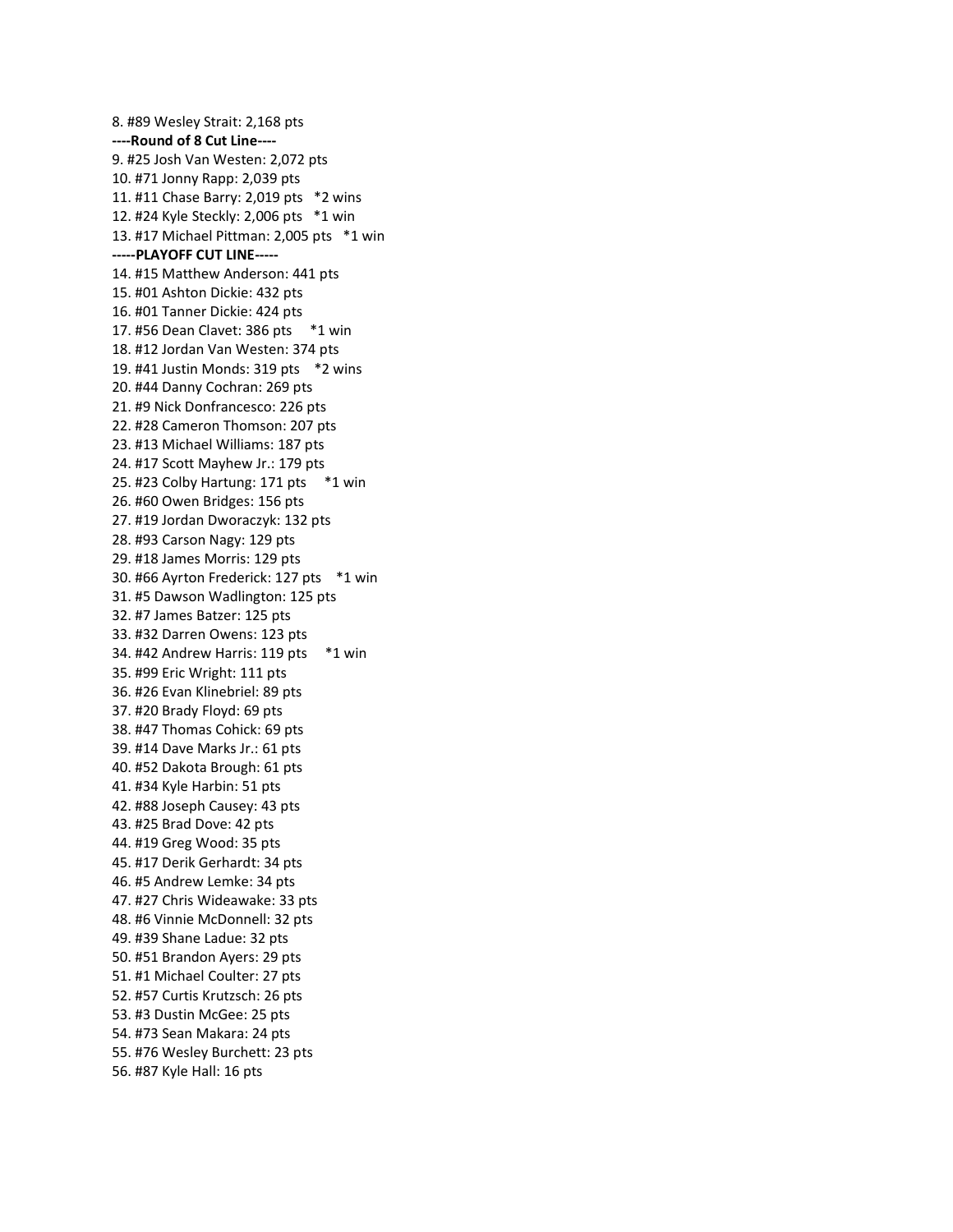8. #89 Wesley Strait: 2,168 pts

**----Round of 8 Cut Line----**

9. #25 Josh Van Westen: 2,072 pts
10. #71 Jonny Rapp: 2,039 pts
11. #11 Chase Barry: 2,019 pts *2 wins
12. #24 Kyle Steckly: 2,006 pts *1 win
13. #17 Michael Pittman: 2,005 pts *1 win

**-----PLAYOFF CUT LINE-----**

14. #15 Matthew Anderson: 441 pts
15. #01 Ashton Dickie: 432 pts
16. #01 Tanner Dickie: 424 pts
17. #56 Dean Clavet: 386 pts *1 win
18. #12 Jordan Van Westen: 374 pts
19. #41 Justin Monds: 319 pts *2 wins
20. #44 Danny Cochran: 269 pts
21. #9 Nick Donfrancesco: 226 pts
22. #28 Cameron Thomson: 207 pts
23. #13 Michael Williams: 187 pts
24. #17 Scott Mayhew Jr.: 179 pts
25. #23 Colby Hartung: 171 pts *1 win
26. #60 Owen Bridges: 156 pts
27. #19 Jordan Dworaczyk: 132 pts
28. #93 Carson Nagy: 129 pts
29. #18 James Morris: 129 pts
30. #66 Ayrton Frederick: 127 pts *1 win
31. #5 Dawson Wadlington: 125 pts
32. #7 James Batzer: 125 pts
33. #32 Darren Owens: 123 pts
34. #42 Andrew Harris: 119 pts *1 win
35. #99 Eric Wright: 111 pts
36. #26 Evan Klinebriel: 89 pts
37. #20 Brady Floyd: 69 pts
38. #47 Thomas Cohick: 69 pts
39. #14 Dave Marks Jr.: 61 pts
40. #52 Dakota Brough: 61 pts
41. #34 Kyle Harbin: 51 pts
42. #88 Joseph Causey: 43 pts
43. #25 Brad Dove: 42 pts
44. #19 Greg Wood: 35 pts
45. #17 Derik Gerhardt: 34 pts
46. #5 Andrew Lemke: 34 pts
47. #27 Chris Wideawake: 33 pts
48. #6 Vinnie McDonnell: 32 pts
49. #39 Shane Ladue: 32 pts
50. #51 Brandon Ayers: 29 pts
51. #1 Michael Coulter: 27 pts
52. #57 Curtis Krutzsch: 26 pts
53. #3 Dustin McGee: 25 pts
54. #73 Sean Makara: 24 pts
55. #76 Wesley Burchett: 23 pts
56. #87 Kyle Hall: 16 pts